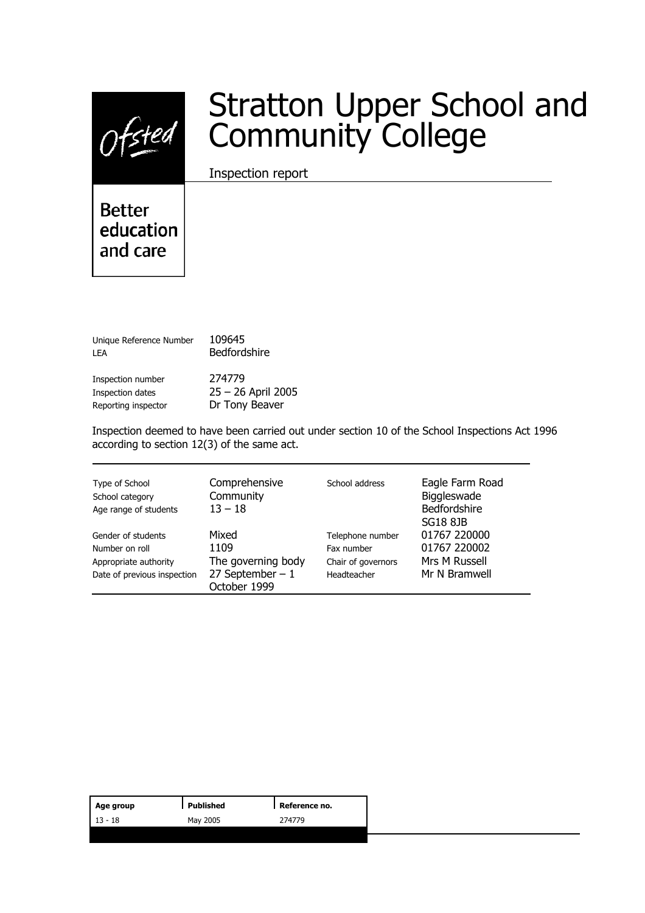Ofsted

Better education and care

# Stratton Upper School and Community College

Inspection report

| | |
|---|---|
| Unique Reference Number | 109645 |
| LEA | Bedfordshire |
| Inspection number | 274779 |
| Inspection dates | 25 – 26 April 2005 |
| Reporting inspector | Dr Tony Beaver |

Inspection deemed to have been carried out under section 10 of the School Inspections Act 1996 according to section 12(3) of the same act.

| | | | |
|---|---|---|---|
| Type of School | Comprehensive | School address | Eagle Farm Road |
| School category | Community | | Biggleswade |
| Age range of students | 13 – 18 | | Bedfordshire |
| | | | SG18 8JB |
| Gender of students | Mixed | Telephone number | 01767 220000 |
| Number on roll | 1109 | Fax number | 01767 220002 |
| Appropriate authority | The governing body | Chair of governors | Mrs M Russell |
| Date of previous inspection | 27 September – 1 October 1999 | Headteacher | Mr N Bramwell |

| Age group | Published | Reference no. |
|---|---|---|
| 13 - 18 | May 2005 | 274779 |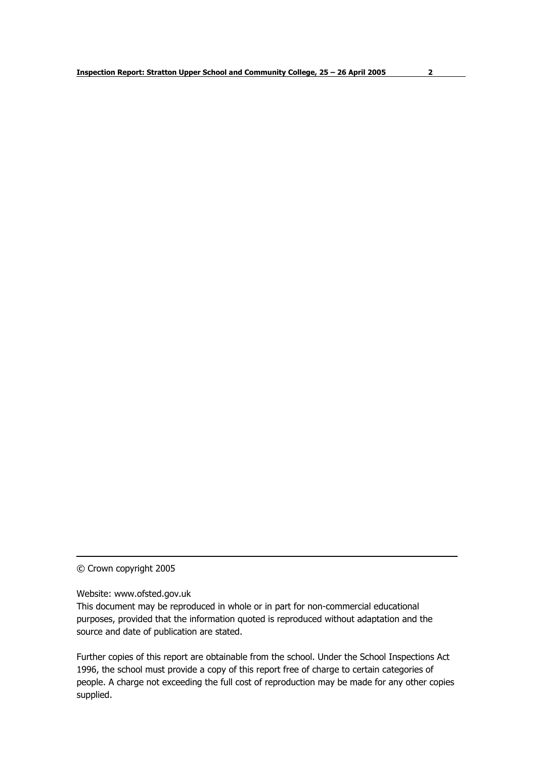© Crown copyright 2005

Website: www.ofsted.gov.uk

This document may be reproduced in whole or in part for non-commercial educational purposes, provided that the information quoted is reproduced without adaptation and the source and date of publication are stated.

Further copies of this report are obtainable from the school. Under the School Inspections Act 1996, the school must provide a copy of this report free of charge to certain categories of people. A charge not exceeding the full cost of reproduction may be made for any other copies supplied.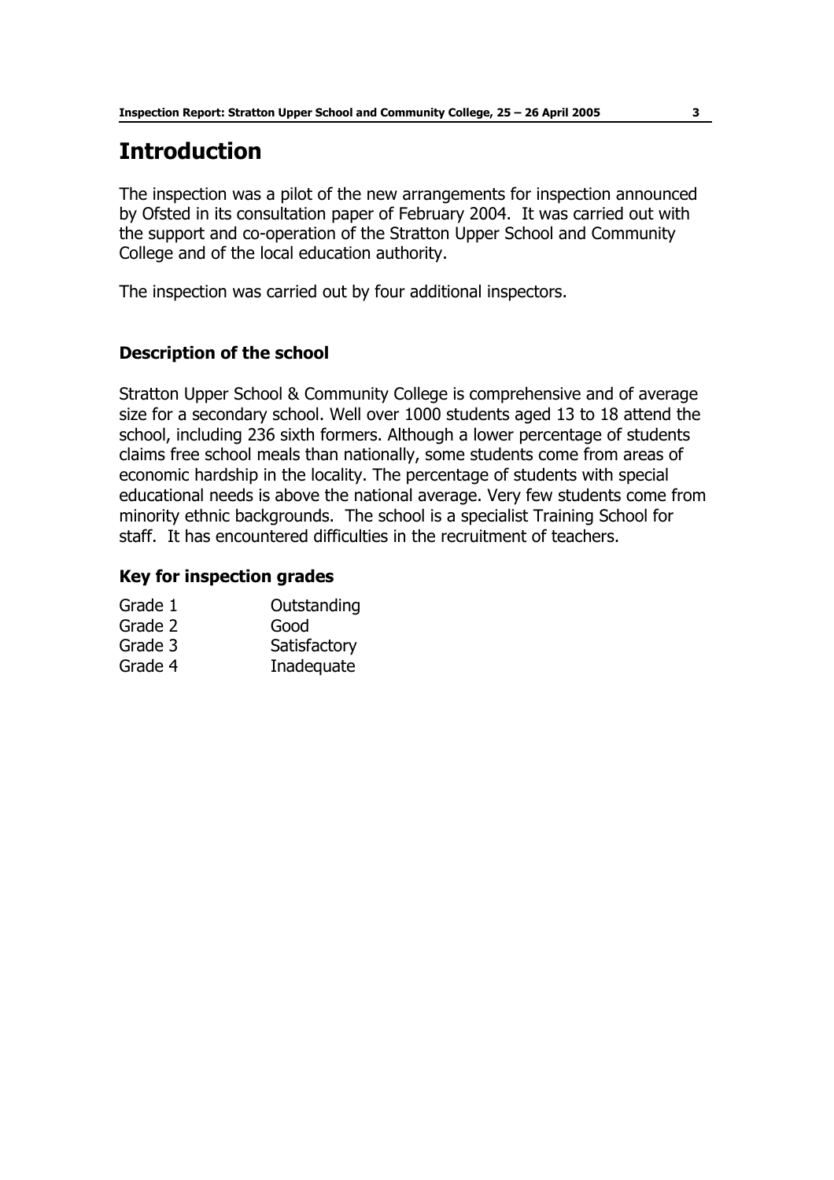# Introduction

The inspection was a pilot of the new arrangements for inspection announced by Ofsted in its consultation paper of February 2004. It was carried out with the support and co-operation of the Stratton Upper School and Community College and of the local education authority.

The inspection was carried out by four additional inspectors.

### Description of the school

Stratton Upper School & Community College is comprehensive and of average size for a secondary school. Well over 1000 students aged 13 to 18 attend the school, including 236 sixth formers. Although a lower percentage of students claims free school meals than nationally, some students come from areas of economic hardship in the locality. The percentage of students with special educational needs is above the national average. Very few students come from minority ethnic backgrounds. The school is a specialist Training School for staff. It has encountered difficulties in the recruitment of teachers.

### Key for inspection grades

| | |
|---|---|
| Grade 1 | Outstanding |
| Grade 2 | Good |
| Grade 3 | Satisfactory |
| Grade 4 | Inadequate |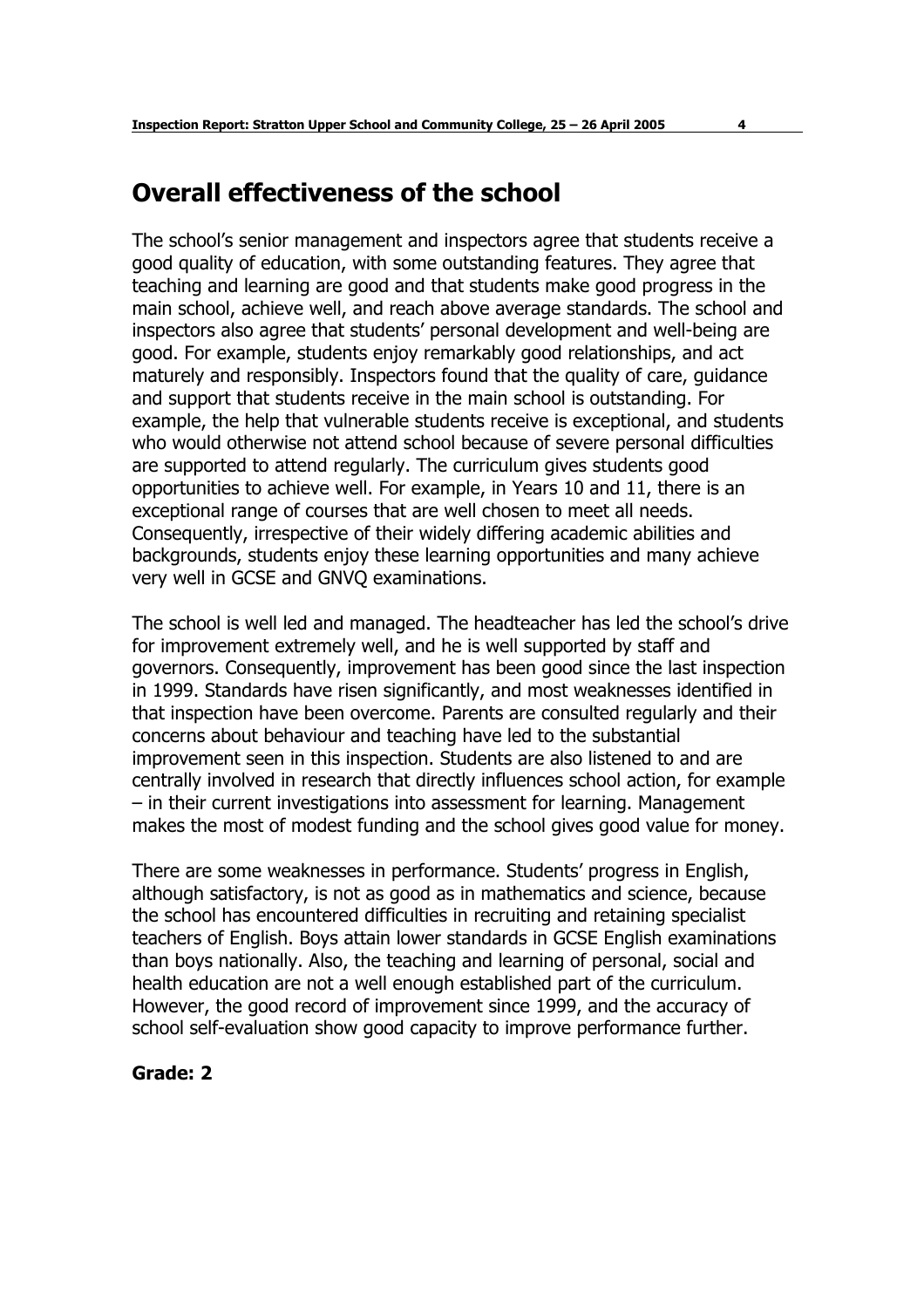## Overall effectiveness of the school

The school's senior management and inspectors agree that students receive a good quality of education, with some outstanding features. They agree that teaching and learning are good and that students make good progress in the main school, achieve well, and reach above average standards. The school and inspectors also agree that students' personal development and well-being are good. For example, students enjoy remarkably good relationships, and act maturely and responsibly. Inspectors found that the quality of care, guidance and support that students receive in the main school is outstanding. For example, the help that vulnerable students receive is exceptional, and students who would otherwise not attend school because of severe personal difficulties are supported to attend regularly. The curriculum gives students good opportunities to achieve well. For example, in Years 10 and 11, there is an exceptional range of courses that are well chosen to meet all needs. Consequently, irrespective of their widely differing academic abilities and backgrounds, students enjoy these learning opportunities and many achieve very well in GCSE and GNVQ examinations.

The school is well led and managed. The headteacher has led the school's drive for improvement extremely well, and he is well supported by staff and governors. Consequently, improvement has been good since the last inspection in 1999. Standards have risen significantly, and most weaknesses identified in that inspection have been overcome. Parents are consulted regularly and their concerns about behaviour and teaching have led to the substantial improvement seen in this inspection. Students are also listened to and are centrally involved in research that directly influences school action, for example – in their current investigations into assessment for learning. Management makes the most of modest funding and the school gives good value for money.

There are some weaknesses in performance. Students' progress in English, although satisfactory, is not as good as in mathematics and science, because the school has encountered difficulties in recruiting and retaining specialist teachers of English. Boys attain lower standards in GCSE English examinations than boys nationally. Also, the teaching and learning of personal, social and health education are not a well enough established part of the curriculum. However, the good record of improvement since 1999, and the accuracy of school self-evaluation show good capacity to improve performance further.

**Grade: 2**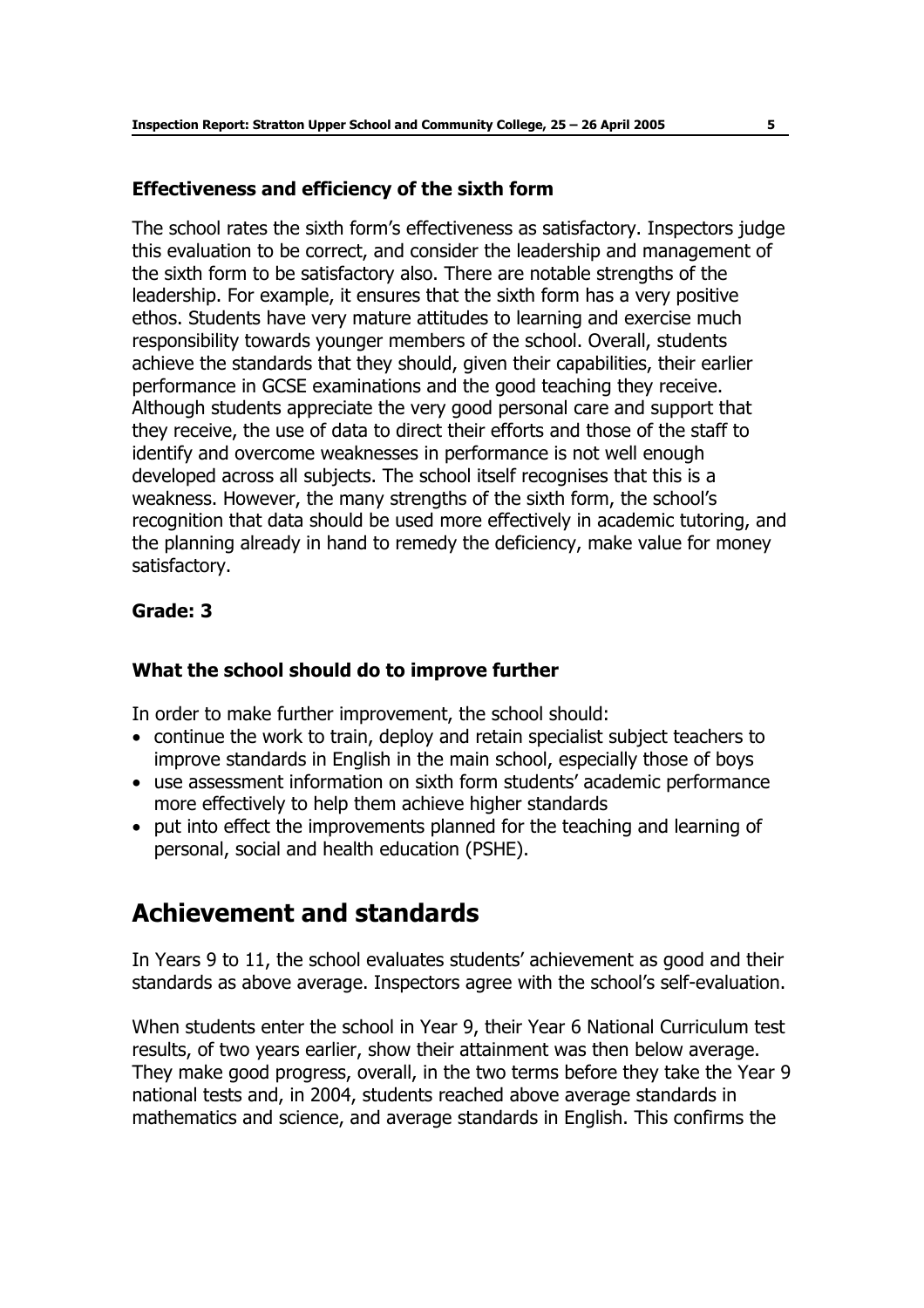### Effectiveness and efficiency of the sixth form

The school rates the sixth form's effectiveness as satisfactory. Inspectors judge this evaluation to be correct, and consider the leadership and management of the sixth form to be satisfactory also. There are notable strengths of the leadership. For example, it ensures that the sixth form has a very positive ethos. Students have very mature attitudes to learning and exercise much responsibility towards younger members of the school. Overall, students achieve the standards that they should, given their capabilities, their earlier performance in GCSE examinations and the good teaching they receive. Although students appreciate the very good personal care and support that they receive, the use of data to direct their efforts and those of the staff to identify and overcome weaknesses in performance is not well enough developed across all subjects. The school itself recognises that this is a weakness. However, the many strengths of the sixth form, the school's recognition that data should be used more effectively in academic tutoring, and the planning already in hand to remedy the deficiency, make value for money satisfactory.

**Grade: 3**

### What the school should do to improve further

In order to make further improvement, the school should:

- continue the work to train, deploy and retain specialist subject teachers to improve standards in English in the main school, especially those of boys
- use assessment information on sixth form students' academic performance more effectively to help them achieve higher standards
- put into effect the improvements planned for the teaching and learning of personal, social and health education (PSHE).

## Achievement and standards

In Years 9 to 11, the school evaluates students' achievement as good and their standards as above average. Inspectors agree with the school's self-evaluation.

When students enter the school in Year 9, their Year 6 National Curriculum test results, of two years earlier, show their attainment was then below average. They make good progress, overall, in the two terms before they take the Year 9 national tests and, in 2004, students reached above average standards in mathematics and science, and average standards in English. This confirms the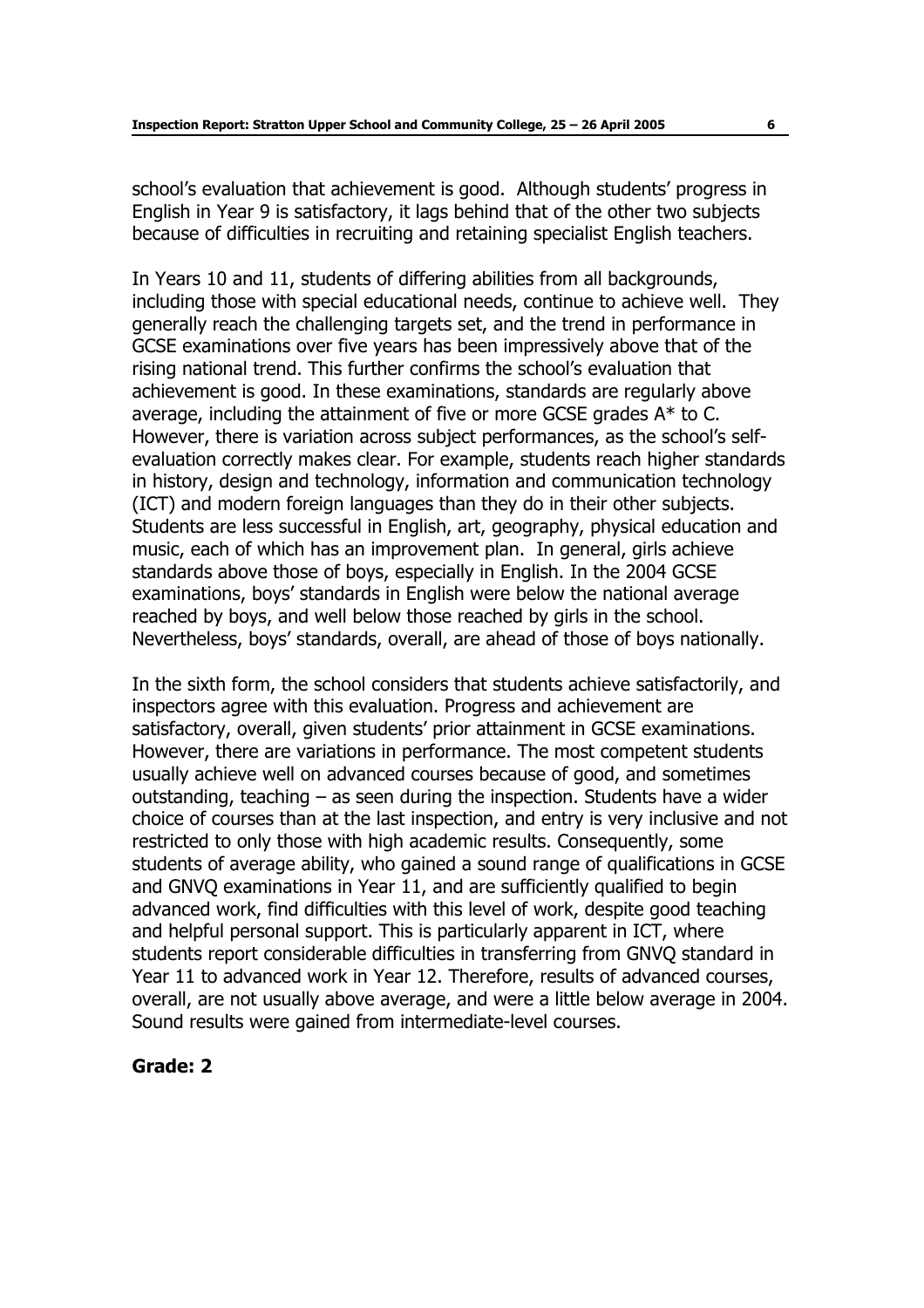school's evaluation that achievement is good. Although students' progress in English in Year 9 is satisfactory, it lags behind that of the other two subjects because of difficulties in recruiting and retaining specialist English teachers.

In Years 10 and 11, students of differing abilities from all backgrounds, including those with special educational needs, continue to achieve well. They generally reach the challenging targets set, and the trend in performance in GCSE examinations over five years has been impressively above that of the rising national trend. This further confirms the school's evaluation that achievement is good. In these examinations, standards are regularly above average, including the attainment of five or more GCSE grades A* to C. However, there is variation across subject performances, as the school's self-evaluation correctly makes clear. For example, students reach higher standards in history, design and technology, information and communication technology (ICT) and modern foreign languages than they do in their other subjects. Students are less successful in English, art, geography, physical education and music, each of which has an improvement plan. In general, girls achieve standards above those of boys, especially in English. In the 2004 GCSE examinations, boys' standards in English were below the national average reached by boys, and well below those reached by girls in the school. Nevertheless, boys' standards, overall, are ahead of those of boys nationally.

In the sixth form, the school considers that students achieve satisfactorily, and inspectors agree with this evaluation. Progress and achievement are satisfactory, overall, given students' prior attainment in GCSE examinations. However, there are variations in performance. The most competent students usually achieve well on advanced courses because of good, and sometimes outstanding, teaching – as seen during the inspection. Students have a wider choice of courses than at the last inspection, and entry is very inclusive and not restricted to only those with high academic results. Consequently, some students of average ability, who gained a sound range of qualifications in GCSE and GNVQ examinations in Year 11, and are sufficiently qualified to begin advanced work, find difficulties with this level of work, despite good teaching and helpful personal support. This is particularly apparent in ICT, where students report considerable difficulties in transferring from GNVQ standard in Year 11 to advanced work in Year 12. Therefore, results of advanced courses, overall, are not usually above average, and were a little below average in 2004. Sound results were gained from intermediate-level courses.

**Grade: 2**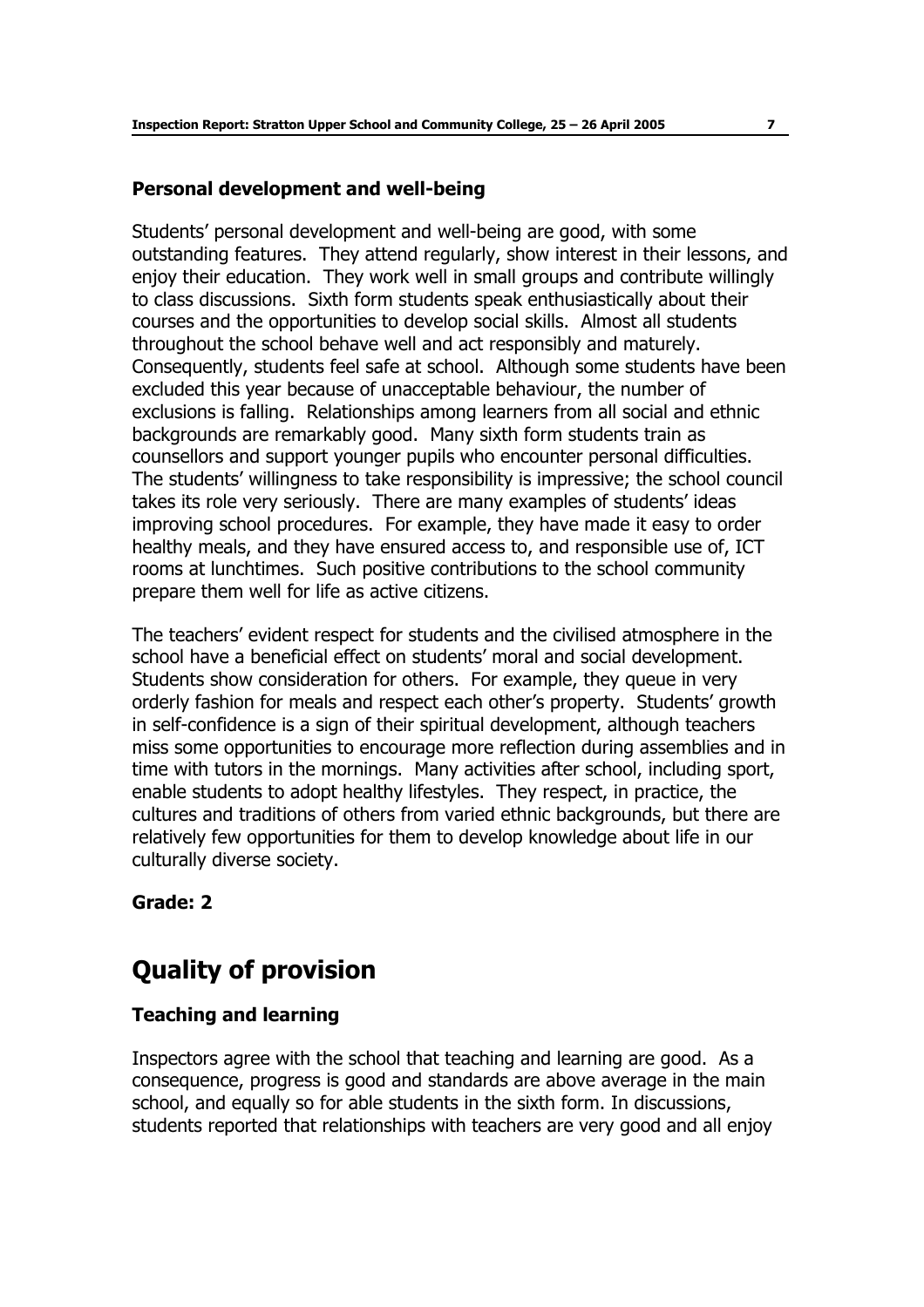### Personal development and well-being

Students' personal development and well-being are good, with some outstanding features. They attend regularly, show interest in their lessons, and enjoy their education. They work well in small groups and contribute willingly to class discussions. Sixth form students speak enthusiastically about their courses and the opportunities to develop social skills. Almost all students throughout the school behave well and act responsibly and maturely. Consequently, students feel safe at school. Although some students have been excluded this year because of unacceptable behaviour, the number of exclusions is falling. Relationships among learners from all social and ethnic backgrounds are remarkably good. Many sixth form students train as counsellors and support younger pupils who encounter personal difficulties. The students' willingness to take responsibility is impressive; the school council takes its role very seriously. There are many examples of students' ideas improving school procedures. For example, they have made it easy to order healthy meals, and they have ensured access to, and responsible use of, ICT rooms at lunchtimes. Such positive contributions to the school community prepare them well for life as active citizens.

The teachers' evident respect for students and the civilised atmosphere in the school have a beneficial effect on students' moral and social development. Students show consideration for others. For example, they queue in very orderly fashion for meals and respect each other's property. Students' growth in self-confidence is a sign of their spiritual development, although teachers miss some opportunities to encourage more reflection during assemblies and in time with tutors in the mornings. Many activities after school, including sport, enable students to adopt healthy lifestyles. They respect, in practice, the cultures and traditions of others from varied ethnic backgrounds, but there are relatively few opportunities for them to develop knowledge about life in our culturally diverse society.

**Grade: 2**

## Quality of provision

### Teaching and learning

Inspectors agree with the school that teaching and learning are good. As a consequence, progress is good and standards are above average in the main school, and equally so for able students in the sixth form. In discussions, students reported that relationships with teachers are very good and all enjoy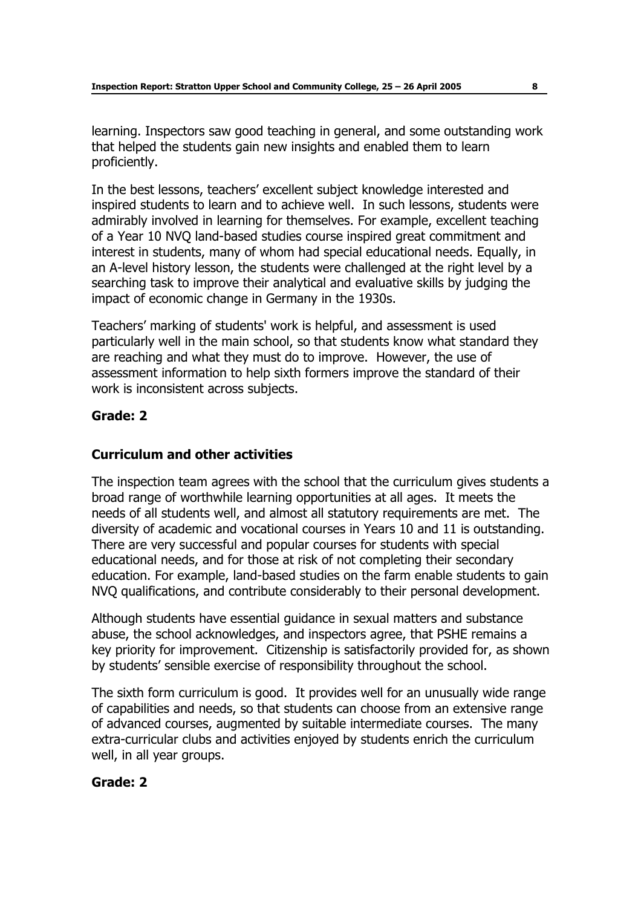learning. Inspectors saw good teaching in general, and some outstanding work that helped the students gain new insights and enabled them to learn proficiently.

In the best lessons, teachers' excellent subject knowledge interested and inspired students to learn and to achieve well. In such lessons, students were admirably involved in learning for themselves. For example, excellent teaching of a Year 10 NVQ land-based studies course inspired great commitment and interest in students, many of whom had special educational needs. Equally, in an A-level history lesson, the students were challenged at the right level by a searching task to improve their analytical and evaluative skills by judging the impact of economic change in Germany in the 1930s.

Teachers' marking of students' work is helpful, and assessment is used particularly well in the main school, so that students know what standard they are reaching and what they must do to improve. However, the use of assessment information to help sixth formers improve the standard of their work is inconsistent across subjects.

**Grade: 2**

### Curriculum and other activities

The inspection team agrees with the school that the curriculum gives students a broad range of worthwhile learning opportunities at all ages. It meets the needs of all students well, and almost all statutory requirements are met. The diversity of academic and vocational courses in Years 10 and 11 is outstanding. There are very successful and popular courses for students with special educational needs, and for those at risk of not completing their secondary education. For example, land-based studies on the farm enable students to gain NVQ qualifications, and contribute considerably to their personal development.

Although students have essential guidance in sexual matters and substance abuse, the school acknowledges, and inspectors agree, that PSHE remains a key priority for improvement. Citizenship is satisfactorily provided for, as shown by students' sensible exercise of responsibility throughout the school.

The sixth form curriculum is good. It provides well for an unusually wide range of capabilities and needs, so that students can choose from an extensive range of advanced courses, augmented by suitable intermediate courses. The many extra-curricular clubs and activities enjoyed by students enrich the curriculum well, in all year groups.

**Grade: 2**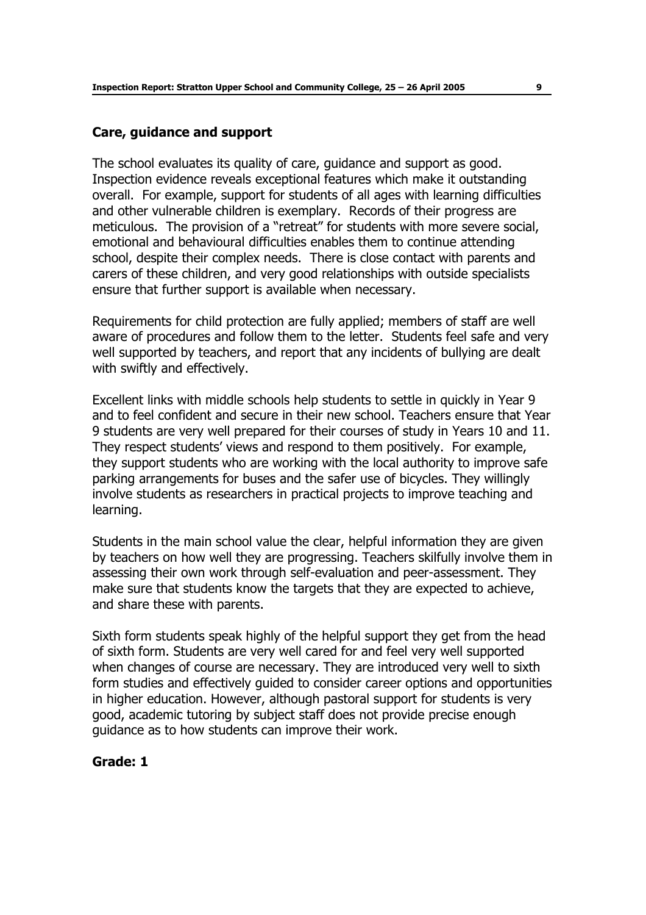## Care, guidance and support

The school evaluates its quality of care, guidance and support as good. Inspection evidence reveals exceptional features which make it outstanding overall. For example, support for students of all ages with learning difficulties and other vulnerable children is exemplary. Records of their progress are meticulous. The provision of a "retreat" for students with more severe social, emotional and behavioural difficulties enables them to continue attending school, despite their complex needs. There is close contact with parents and carers of these children, and very good relationships with outside specialists ensure that further support is available when necessary.

Requirements for child protection are fully applied; members of staff are well aware of procedures and follow them to the letter. Students feel safe and very well supported by teachers, and report that any incidents of bullying are dealt with swiftly and effectively.

Excellent links with middle schools help students to settle in quickly in Year 9 and to feel confident and secure in their new school. Teachers ensure that Year 9 students are very well prepared for their courses of study in Years 10 and 11. They respect students' views and respond to them positively. For example, they support students who are working with the local authority to improve safe parking arrangements for buses and the safer use of bicycles. They willingly involve students as researchers in practical projects to improve teaching and learning.

Students in the main school value the clear, helpful information they are given by teachers on how well they are progressing. Teachers skilfully involve them in assessing their own work through self-evaluation and peer-assessment. They make sure that students know the targets that they are expected to achieve, and share these with parents.

Sixth form students speak highly of the helpful support they get from the head of sixth form. Students are very well cared for and feel very well supported when changes of course are necessary. They are introduced very well to sixth form studies and effectively guided to consider career options and opportunities in higher education. However, although pastoral support for students is very good, academic tutoring by subject staff does not provide precise enough guidance as to how students can improve their work.

**Grade: 1**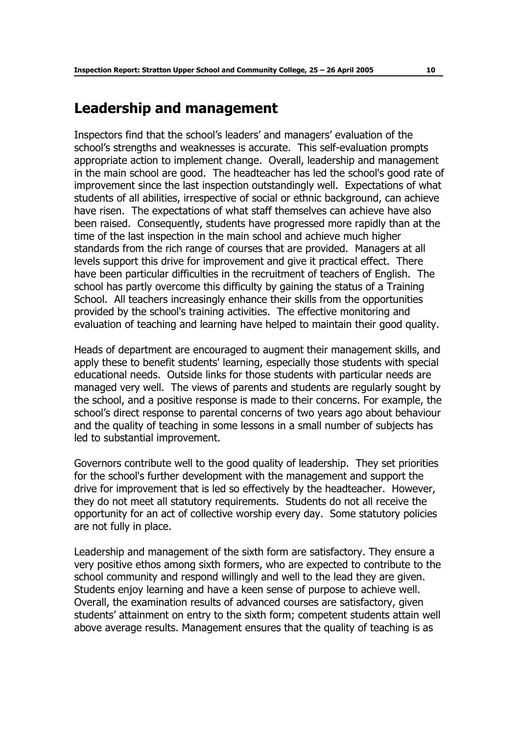## Leadership and management

Inspectors find that the school's leaders' and managers' evaluation of the school's strengths and weaknesses is accurate. This self-evaluation prompts appropriate action to implement change. Overall, leadership and management in the main school are good. The headteacher has led the school's good rate of improvement since the last inspection outstandingly well. Expectations of what students of all abilities, irrespective of social or ethnic background, can achieve have risen. The expectations of what staff themselves can achieve have also been raised. Consequently, students have progressed more rapidly than at the time of the last inspection in the main school and achieve much higher standards from the rich range of courses that are provided. Managers at all levels support this drive for improvement and give it practical effect. There have been particular difficulties in the recruitment of teachers of English. The school has partly overcome this difficulty by gaining the status of a Training School. All teachers increasingly enhance their skills from the opportunities provided by the school's training activities. The effective monitoring and evaluation of teaching and learning have helped to maintain their good quality.

Heads of department are encouraged to augment their management skills, and apply these to benefit students' learning, especially those students with special educational needs. Outside links for those students with particular needs are managed very well. The views of parents and students are regularly sought by the school, and a positive response is made to their concerns. For example, the school's direct response to parental concerns of two years ago about behaviour and the quality of teaching in some lessons in a small number of subjects has led to substantial improvement.

Governors contribute well to the good quality of leadership. They set priorities for the school's further development with the management and support the drive for improvement that is led so effectively by the headteacher. However, they do not meet all statutory requirements. Students do not all receive the opportunity for an act of collective worship every day. Some statutory policies are not fully in place.

Leadership and management of the sixth form are satisfactory. They ensure a very positive ethos among sixth formers, who are expected to contribute to the school community and respond willingly and well to the lead they are given. Students enjoy learning and have a keen sense of purpose to achieve well. Overall, the examination results of advanced courses are satisfactory, given students' attainment on entry to the sixth form; competent students attain well above average results. Management ensures that the quality of teaching is as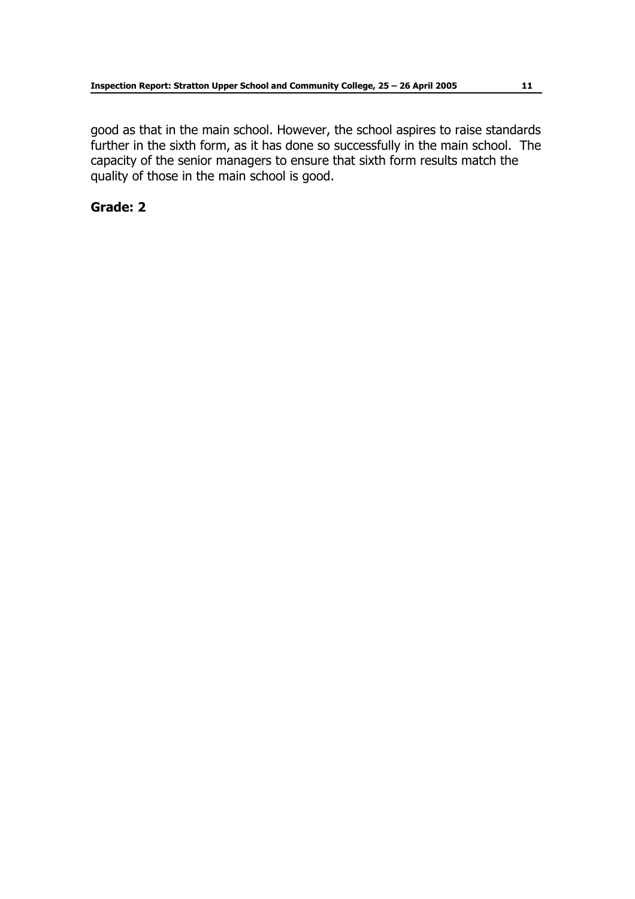good as that in the main school. However, the school aspires to raise standards further in the sixth form, as it has done so successfully in the main school. The capacity of the senior managers to ensure that sixth form results match the quality of those in the main school is good.

**Grade: 2**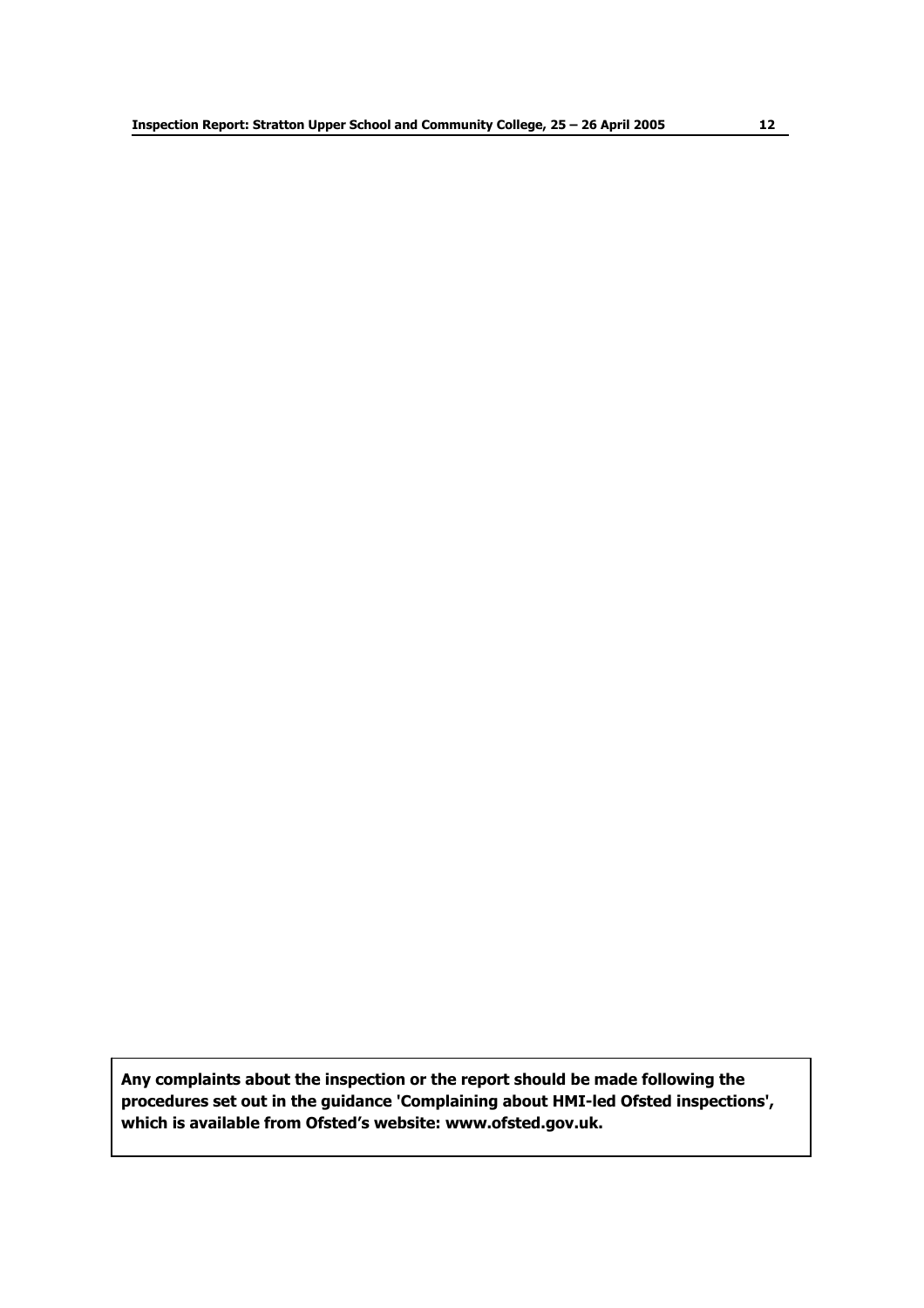**Any complaints about the inspection or the report should be made following the procedures set out in the guidance 'Complaining about HMI-led Ofsted inspections', which is available from Ofsted's website: www.ofsted.gov.uk.**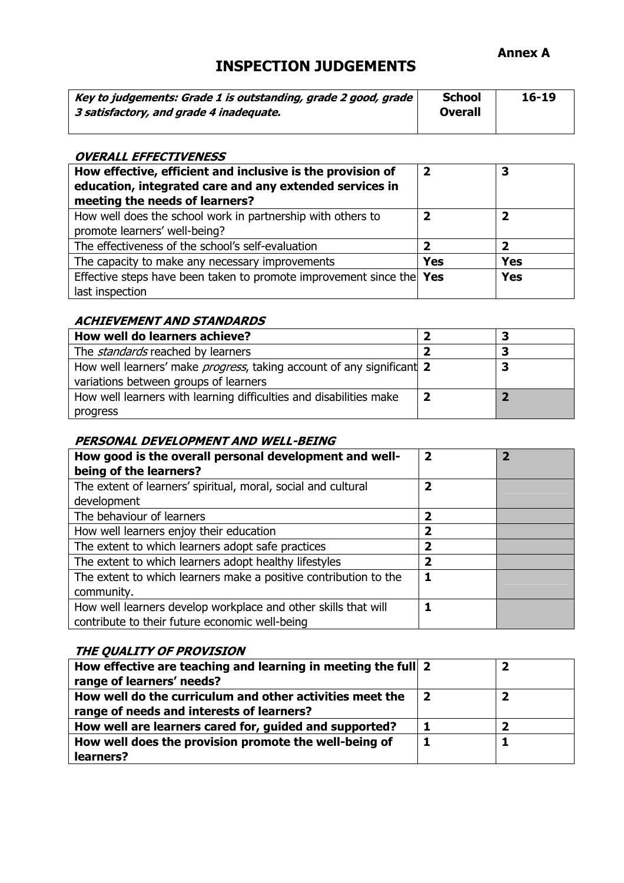**Annex A**

# INSPECTION JUDGEMENTS

| *Key to judgements: Grade 1 is outstanding, grade 2 good, grade 3 satisfactory, and grade 4 inadequate.* | School Overall | 16-19 |
|---|---|---|

### OVERALL EFFECTIVENESS

| | | |
|---|---|---|
| **How effective, efficient and inclusive is the provision of education, integrated care and any extended services in meeting the needs of learners?** | **2** | **3** |
| How well does the school work in partnership with others to promote learners' well-being? | **2** | **2** |
| The effectiveness of the school's self-evaluation | **2** | **2** |
| The capacity to make any necessary improvements | **Yes** | **Yes** |
| Effective steps have been taken to promote improvement since the last inspection | **Yes** | **Yes** |

### ACHIEVEMENT AND STANDARDS

| | | |
|---|---|---|
| **How well do learners achieve?** | **2** | **3** |
| The *standards* reached by learners | **2** | **3** |
| How well learners' make *progress*, taking account of any significant variations between groups of learners | **2** | **3** |
| How well learners with learning difficulties and disabilities make progress | **2** | **2** |

### PERSONAL DEVELOPMENT AND WELL-BEING

| | | |
|---|---|---|
| **How good is the overall personal development and well-being of the learners?** | **2** | **2** |
| The extent of learners' spiritual, moral, social and cultural development | **2** | |
| The behaviour of learners | **2** | |
| How well learners enjoy their education | **2** | |
| The extent to which learners adopt safe practices | **2** | |
| The extent to which learners adopt healthy lifestyles | **2** | |
| The extent to which learners make a positive contribution to the community. | **1** | |
| How well learners develop workplace and other skills that will contribute to their future economic well-being | **1** | |

### THE QUALITY OF PROVISION

| | | |
|---|---|---|
| **How effective are teaching and learning in meeting the full range of learners' needs?** | **2** | **2** |
| **How well do the curriculum and other activities meet the range of needs and interests of learners?** | **2** | **2** |
| **How well are learners cared for, guided and supported?** | **1** | **2** |
| **How well does the provision promote the well-being of learners?** | **1** | **1** |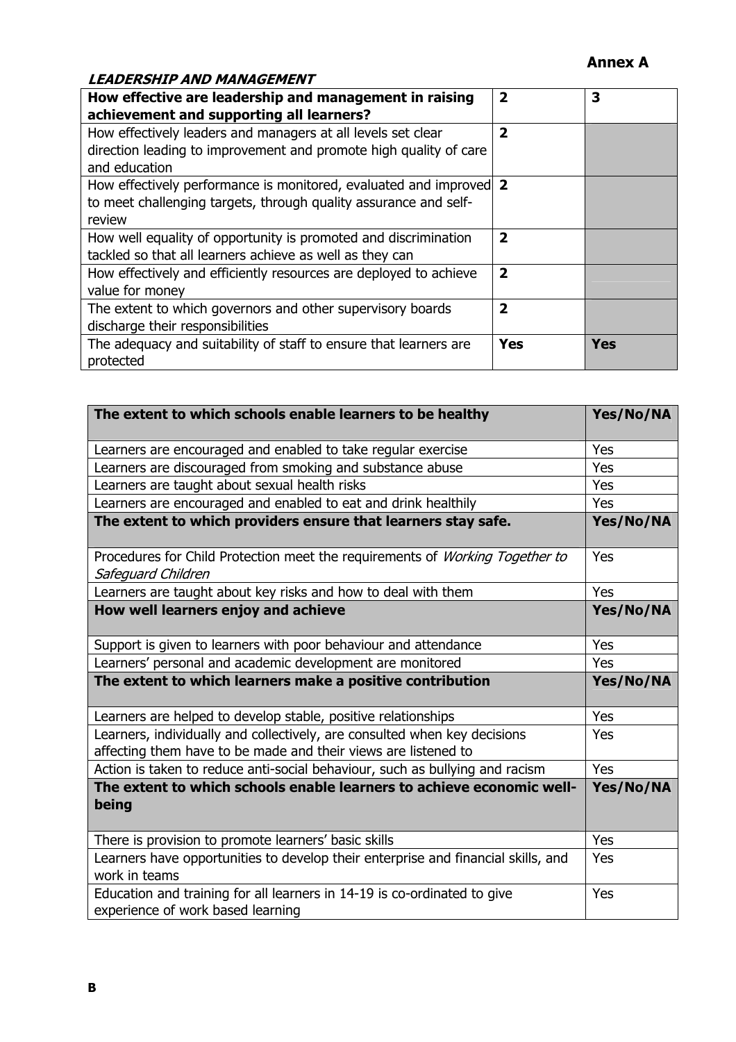**Annex A**

***LEADERSHIP AND MANAGEMENT***

| **How effective are leadership and management in raising achievement and supporting all learners?** | **2** | **3** |
|---|---|---|
| How effectively leaders and managers at all levels set clear direction leading to improvement and promote high quality of care and education | **2** | |
| How effectively performance is monitored, evaluated and improved to meet challenging targets, through quality assurance and self-review | **2** | |
| How well equality of opportunity is promoted and discrimination tackled so that all learners achieve as well as they can | **2** | |
| How effectively and efficiently resources are deployed to achieve value for money | **2** | |
| The extent to which governors and other supervisory boards discharge their responsibilities | **2** | |
| The adequacy and suitability of staff to ensure that learners are protected | **Yes** | **Yes** |

| **The extent to which schools enable learners to be healthy** | **Yes/No/NA** |
|---|---|
| Learners are encouraged and enabled to take regular exercise | Yes |
| Learners are discouraged from smoking and substance abuse | Yes |
| Learners are taught about sexual health risks | Yes |
| Learners are encouraged and enabled to eat and drink healthily | Yes |
| **The extent to which providers ensure that learners stay safe.** | **Yes/No/NA** |
| Procedures for Child Protection meet the requirements of *Working Together to Safeguard Children* | Yes |
| Learners are taught about key risks and how to deal with them | Yes |
| **How well learners enjoy and achieve** | **Yes/No/NA** |
| Support is given to learners with poor behaviour and attendance | Yes |
| Learners' personal and academic development are monitored | Yes |
| **The extent to which learners make a positive contribution** | **Yes/No/NA** |
| Learners are helped to develop stable, positive relationships | Yes |
| Learners, individually and collectively, are consulted when key decisions affecting them have to be made and their views are listened to | Yes |
| Action is taken to reduce anti-social behaviour, such as bullying and racism | Yes |
| **The extent to which schools enable learners to achieve economic well-being** | **Yes/No/NA** |
| There is provision to promote learners' basic skills | Yes |
| Learners have opportunities to develop their enterprise and financial skills, and work in teams | Yes |
| Education and training for all learners in 14-19 is co-ordinated to give experience of work based learning | Yes |

**B**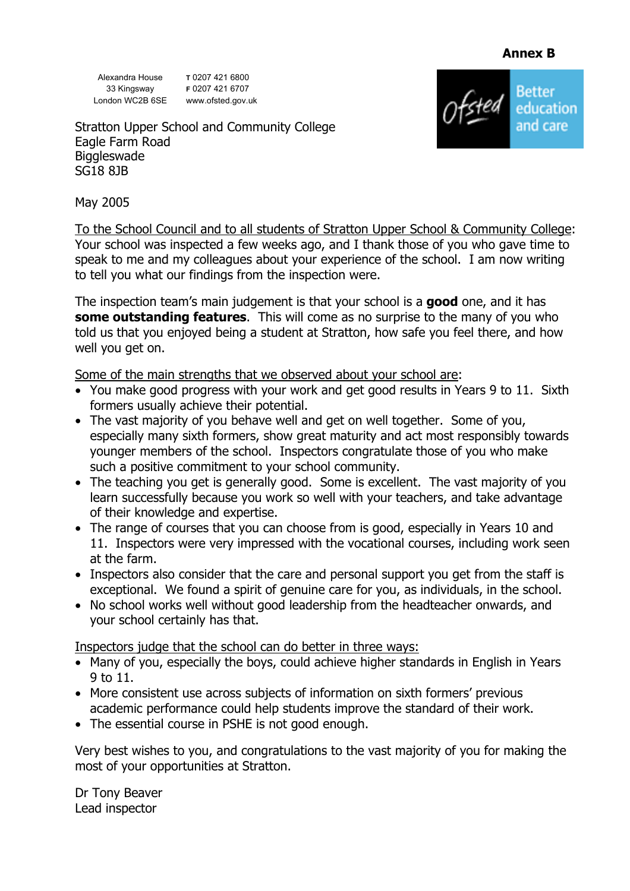**Annex B**

Alexandra House
33 Kingsway
London WC2B 6SE

T 0207 421 6800
F 0207 421 6707
www.ofsted.gov.uk

Ofsted Better education and care

Stratton Upper School and Community College
Eagle Farm Road
Biggleswade
SG18 8JB

May 2005

To the School Council and to all students of Stratton Upper School & Community College:
Your school was inspected a few weeks ago, and I thank those of you who gave time to speak to me and my colleagues about your experience of the school. I am now writing to tell you what our findings from the inspection were.

The inspection team's main judgement is that your school is a **good** one, and it has **some outstanding features**. This will come as no surprise to the many of you who told us that you enjoyed being a student at Stratton, how safe you feel there, and how well you get on.

Some of the main strengths that we observed about your school are:

- You make good progress with your work and get good results in Years 9 to 11. Sixth formers usually achieve their potential.
- The vast majority of you behave well and get on well together. Some of you, especially many sixth formers, show great maturity and act most responsibly towards younger members of the school. Inspectors congratulate those of you who make such a positive commitment to your school community.
- The teaching you get is generally good. Some is excellent. The vast majority of you learn successfully because you work so well with your teachers, and take advantage of their knowledge and expertise.
- The range of courses that you can choose from is good, especially in Years 10 and 11. Inspectors were very impressed with the vocational courses, including work seen at the farm.
- Inspectors also consider that the care and personal support you get from the staff is exceptional. We found a spirit of genuine care for you, as individuals, in the school.
- No school works well without good leadership from the headteacher onwards, and your school certainly has that.

Inspectors judge that the school can do better in three ways:

- Many of you, especially the boys, could achieve higher standards in English in Years 9 to 11.
- More consistent use across subjects of information on sixth formers' previous academic performance could help students improve the standard of their work.
- The essential course in PSHE is not good enough.

Very best wishes to you, and congratulations to the vast majority of you for making the most of your opportunities at Stratton.

Dr Tony Beaver
Lead inspector